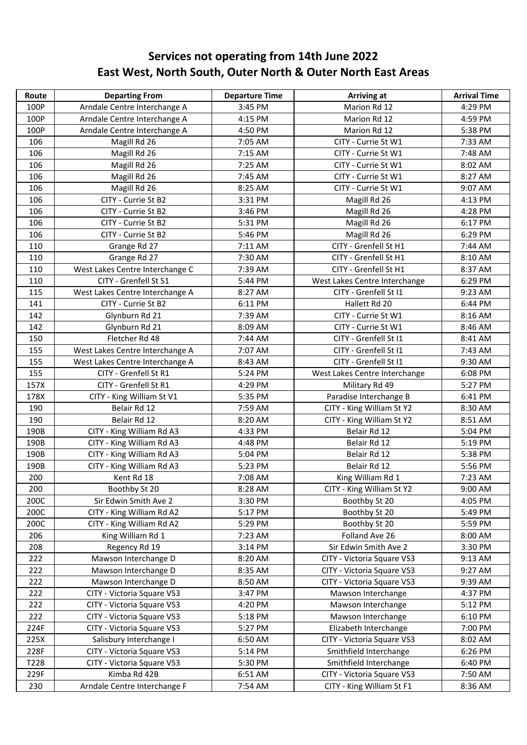# Services not operating from 14th June 2022
## East West, North South, Outer North & Outer North East Areas

| Route | Departing From | Departure Time | Arriving at | Arrival Time |
|---|---|---|---|---|
| 100P | Arndale Centre Interchange A | 3:45 PM | Marion Rd 12 | 4:29 PM |
| 100P | Arndale Centre Interchange A | 4:15 PM | Marion Rd 12 | 4:59 PM |
| 100P | Arndale Centre Interchange A | 4:50 PM | Marion Rd 12 | 5:38 PM |
| 106 | Magill Rd 26 | 7:05 AM | CITY - Currie St W1 | 7:33 AM |
| 106 | Magill Rd 26 | 7:15 AM | CITY - Currie St W1 | 7:48 AM |
| 106 | Magill Rd 26 | 7:25 AM | CITY - Currie St W1 | 8:02 AM |
| 106 | Magill Rd 26 | 7:45 AM | CITY - Currie St W1 | 8:27 AM |
| 106 | Magill Rd 26 | 8:25 AM | CITY - Currie St W1 | 9:07 AM |
| 106 | CITY - Currie St B2 | 3:31 PM | Magill Rd 26 | 4:13 PM |
| 106 | CITY - Currie St B2 | 3:46 PM | Magill Rd 26 | 4:28 PM |
| 106 | CITY - Currie St B2 | 5:31 PM | Magill Rd 26 | 6:17 PM |
| 106 | CITY - Currie St B2 | 5:46 PM | Magill Rd 26 | 6:29 PM |
| 110 | Grange Rd 27 | 7:11 AM | CITY - Grenfell St H1 | 7:44 AM |
| 110 | Grange Rd 27 | 7:30 AM | CITY - Grenfell St H1 | 8:10 AM |
| 110 | West Lakes Centre Interchange C | 7:39 AM | CITY - Grenfell St H1 | 8:37 AM |
| 110 | CITY - Grenfell St S1 | 5:44 PM | West Lakes Centre Interchange | 6:29 PM |
| 115 | West Lakes Centre Interchange A | 8:27 AM | CITY - Grenfell St I1 | 9:23 AM |
| 141 | CITY - Currie St B2 | 6:11 PM | Hallett Rd 20 | 6:44 PM |
| 142 | Glynburn Rd 21 | 7:39 AM | CITY - Currie St W1 | 8:16 AM |
| 142 | Glynburn Rd 21 | 8:09 AM | CITY - Currie St W1 | 8:46 AM |
| 150 | Fletcher Rd 48 | 7:44 AM | CITY - Grenfell St I1 | 8:41 AM |
| 155 | West Lakes Centre Interchange A | 7:07 AM | CITY - Grenfell St I1 | 7:43 AM |
| 155 | West Lakes Centre Interchange A | 8:43 AM | CITY - Grenfell St I1 | 9:30 AM |
| 155 | CITY - Grenfell St R1 | 5:24 PM | West Lakes Centre Interchange | 6:08 PM |
| 157X | CITY - Grenfell St R1 | 4:29 PM | Military Rd 49 | 5:27 PM |
| 178X | CITY - King William St V1 | 5:35 PM | Paradise Interchange B | 6:41 PM |
| 190 | Belair Rd 12 | 7:59 AM | CITY - King William St Y2 | 8:30 AM |
| 190 | Belair Rd 12 | 8:20 AM | CITY - King William St Y2 | 8:51 AM |
| 190B | CITY - King William Rd A3 | 4:33 PM | Belair Rd 12 | 5:04 PM |
| 190B | CITY - King William Rd A3 | 4:48 PM | Belair Rd 12 | 5:19 PM |
| 190B | CITY - King William Rd A3 | 5:04 PM | Belair Rd 12 | 5:38 PM |
| 190B | CITY - King William Rd A3 | 5:23 PM | Belair Rd 12 | 5:56 PM |
| 200 | Kent Rd 18 | 7:08 AM | King William Rd 1 | 7:23 AM |
| 200 | Boothby St 20 | 8:28 AM | CITY - King William St Y2 | 9:00 AM |
| 200C | Sir Edwin Smith Ave 2 | 3:30 PM | Boothby St 20 | 4:05 PM |
| 200C | CITY - King William Rd A2 | 5:17 PM | Boothby St 20 | 5:49 PM |
| 200C | CITY - King William Rd A2 | 5:29 PM | Boothby St 20 | 5:59 PM |
| 206 | King William Rd 1 | 7:23 AM | Folland Ave 26 | 8:00 AM |
| 208 | Regency Rd 19 | 3:14 PM | Sir Edwin Smith Ave 2 | 3:30 PM |
| 222 | Mawson Interchange D | 8:20 AM | CITY - Victoria Square VS3 | 9:13 AM |
| 222 | Mawson Interchange D | 8:35 AM | CITY - Victoria Square VS3 | 9:27 AM |
| 222 | Mawson Interchange D | 8:50 AM | CITY - Victoria Square VS3 | 9:39 AM |
| 222 | CITY - Victoria Square VS3 | 3:47 PM | Mawson Interchange | 4:37 PM |
| 222 | CITY - Victoria Square VS3 | 4:20 PM | Mawson Interchange | 5:12 PM |
| 222 | CITY - Victoria Square VS3 | 5:18 PM | Mawson Interchange | 6:10 PM |
| 224F | CITY - Victoria Square VS3 | 5:27 PM | Elizabeth Interchange | 7:00 PM |
| 225X | Salisbury Interchange I | 6:50 AM | CITY - Victoria Square VS3 | 8:02 AM |
| 228F | CITY - Victoria Square VS3 | 5:14 PM | Smithfield Interchange | 6:26 PM |
| T228 | CITY - Victoria Square VS3 | 5:30 PM | Smithfield Interchange | 6:40 PM |
| 229F | Kimba Rd 42B | 6:51 AM | CITY - Victoria Square VS3 | 7:50 AM |
| 230 | Arndale Centre Interchange F | 7:54 AM | CITY - King William St F1 | 8:36 AM |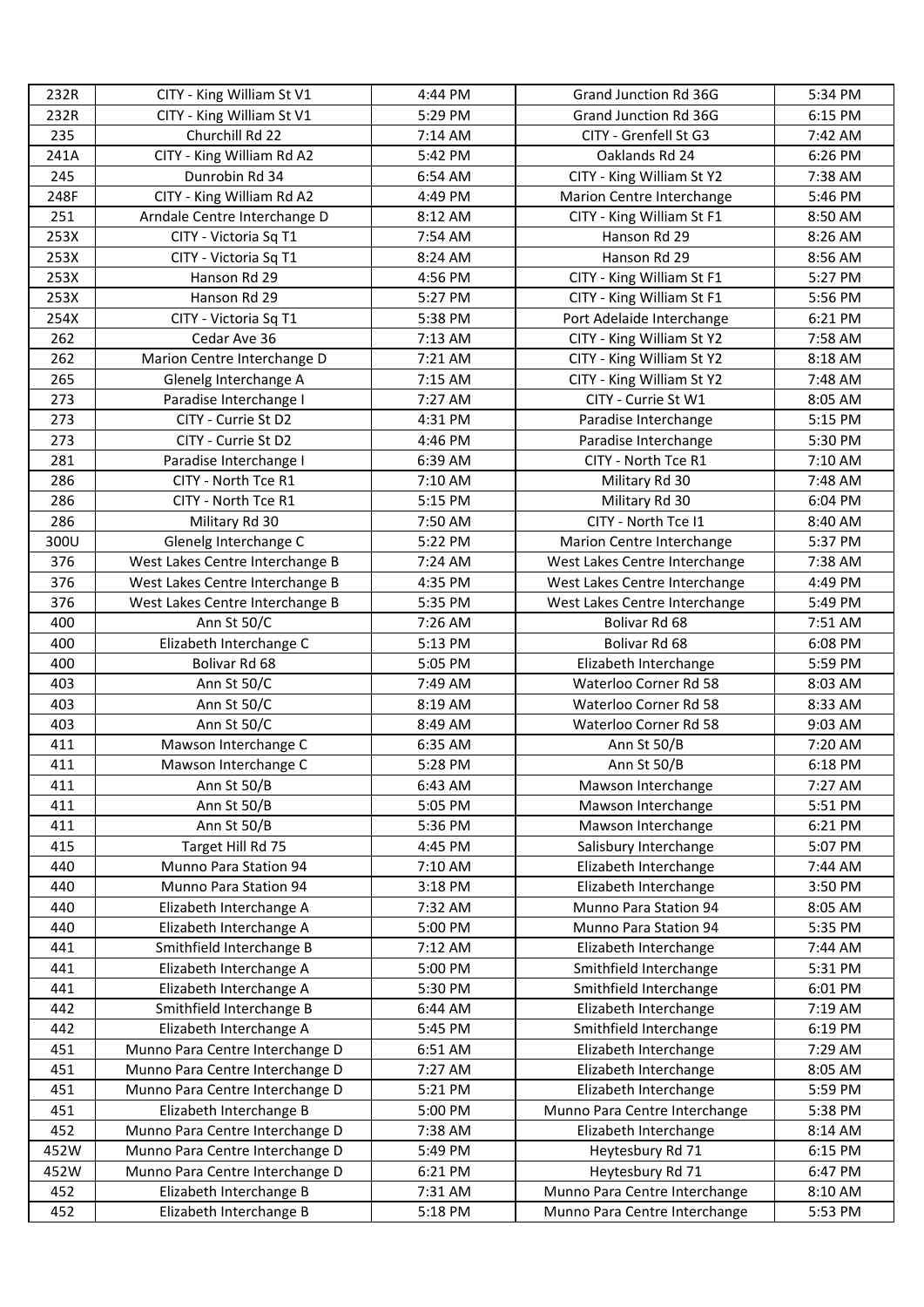| 232R | CITY - King William St V1 | 4:44 PM | Grand Junction Rd 36G | 5:34 PM |
|---|---|---|---|---|
| 232R | CITY - King William St V1 | 5:29 PM | Grand Junction Rd 36G | 6:15 PM |
| 235 | Churchill Rd 22 | 7:14 AM | CITY - Grenfell St G3 | 7:42 AM |
| 241A | CITY - King William Rd A2 | 5:42 PM | Oaklands Rd 24 | 6:26 PM |
| 245 | Dunrobin Rd 34 | 6:54 AM | CITY - King William St Y2 | 7:38 AM |
| 248F | CITY - King William Rd A2 | 4:49 PM | Marion Centre Interchange | 5:46 PM |
| 251 | Arndale Centre Interchange D | 8:12 AM | CITY - King William St F1 | 8:50 AM |
| 253X | CITY - Victoria Sq T1 | 7:54 AM | Hanson Rd 29 | 8:26 AM |
| 253X | CITY - Victoria Sq T1 | 8:24 AM | Hanson Rd 29 | 8:56 AM |
| 253X | Hanson Rd 29 | 4:56 PM | CITY - King William St F1 | 5:27 PM |
| 253X | Hanson Rd 29 | 5:27 PM | CITY - King William St F1 | 5:56 PM |
| 254X | CITY - Victoria Sq T1 | 5:38 PM | Port Adelaide Interchange | 6:21 PM |
| 262 | Cedar Ave 36 | 7:13 AM | CITY - King William St Y2 | 7:58 AM |
| 262 | Marion Centre Interchange D | 7:21 AM | CITY - King William St Y2 | 8:18 AM |
| 265 | Glenelg Interchange A | 7:15 AM | CITY - King William St Y2 | 7:48 AM |
| 273 | Paradise Interchange I | 7:27 AM | CITY - Currie St W1 | 8:05 AM |
| 273 | CITY - Currie St D2 | 4:31 PM | Paradise Interchange | 5:15 PM |
| 273 | CITY - Currie St D2 | 4:46 PM | Paradise Interchange | 5:30 PM |
| 281 | Paradise Interchange I | 6:39 AM | CITY - North Tce R1 | 7:10 AM |
| 286 | CITY - North Tce R1 | 7:10 AM | Military Rd 30 | 7:48 AM |
| 286 | CITY - North Tce R1 | 5:15 PM | Military Rd 30 | 6:04 PM |
| 286 | Military Rd 30 | 7:50 AM | CITY - North Tce I1 | 8:40 AM |
| 300U | Glenelg Interchange C | 5:22 PM | Marion Centre Interchange | 5:37 PM |
| 376 | West Lakes Centre Interchange B | 7:24 AM | West Lakes Centre Interchange | 7:38 AM |
| 376 | West Lakes Centre Interchange B | 4:35 PM | West Lakes Centre Interchange | 4:49 PM |
| 376 | West Lakes Centre Interchange B | 5:35 PM | West Lakes Centre Interchange | 5:49 PM |
| 400 | Ann St 50/C | 7:26 AM | Bolivar Rd 68 | 7:51 AM |
| 400 | Elizabeth Interchange C | 5:13 PM | Bolivar Rd 68 | 6:08 PM |
| 400 | Bolivar Rd 68 | 5:05 PM | Elizabeth Interchange | 5:59 PM |
| 403 | Ann St 50/C | 7:49 AM | Waterloo Corner Rd 58 | 8:03 AM |
| 403 | Ann St 50/C | 8:19 AM | Waterloo Corner Rd 58 | 8:33 AM |
| 403 | Ann St 50/C | 8:49 AM | Waterloo Corner Rd 58 | 9:03 AM |
| 411 | Mawson Interchange C | 6:35 AM | Ann St 50/B | 7:20 AM |
| 411 | Mawson Interchange C | 5:28 PM | Ann St 50/B | 6:18 PM |
| 411 | Ann St 50/B | 6:43 AM | Mawson Interchange | 7:27 AM |
| 411 | Ann St 50/B | 5:05 PM | Mawson Interchange | 5:51 PM |
| 411 | Ann St 50/B | 5:36 PM | Mawson Interchange | 6:21 PM |
| 415 | Target Hill Rd 75 | 4:45 PM | Salisbury Interchange | 5:07 PM |
| 440 | Munno Para Station 94 | 7:10 AM | Elizabeth Interchange | 7:44 AM |
| 440 | Munno Para Station 94 | 3:18 PM | Elizabeth Interchange | 3:50 PM |
| 440 | Elizabeth Interchange A | 7:32 AM | Munno Para Station 94 | 8:05 AM |
| 440 | Elizabeth Interchange A | 5:00 PM | Munno Para Station 94 | 5:35 PM |
| 441 | Smithfield Interchange B | 7:12 AM | Elizabeth Interchange | 7:44 AM |
| 441 | Elizabeth Interchange A | 5:00 PM | Smithfield Interchange | 5:31 PM |
| 441 | Elizabeth Interchange A | 5:30 PM | Smithfield Interchange | 6:01 PM |
| 442 | Smithfield Interchange B | 6:44 AM | Elizabeth Interchange | 7:19 AM |
| 442 | Elizabeth Interchange A | 5:45 PM | Smithfield Interchange | 6:19 PM |
| 451 | Munno Para Centre Interchange D | 6:51 AM | Elizabeth Interchange | 7:29 AM |
| 451 | Munno Para Centre Interchange D | 7:27 AM | Elizabeth Interchange | 8:05 AM |
| 451 | Munno Para Centre Interchange D | 5:21 PM | Elizabeth Interchange | 5:59 PM |
| 451 | Elizabeth Interchange B | 5:00 PM | Munno Para Centre Interchange | 5:38 PM |
| 452 | Munno Para Centre Interchange D | 7:38 AM | Elizabeth Interchange | 8:14 AM |
| 452W | Munno Para Centre Interchange D | 5:49 PM | Heytesbury Rd 71 | 6:15 PM |
| 452W | Munno Para Centre Interchange D | 6:21 PM | Heytesbury Rd 71 | 6:47 PM |
| 452 | Elizabeth Interchange B | 7:31 AM | Munno Para Centre Interchange | 8:10 AM |
| 452 | Elizabeth Interchange B | 5:18 PM | Munno Para Centre Interchange | 5:53 PM |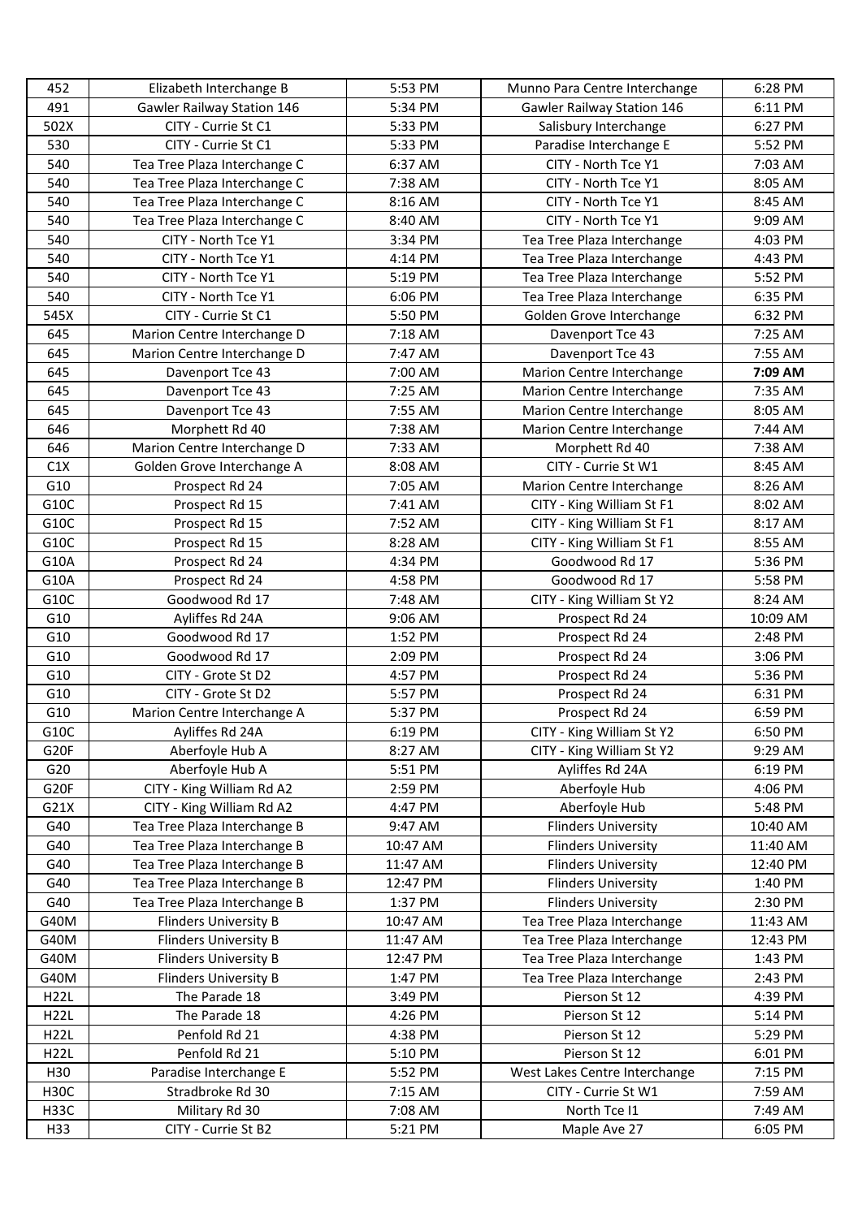| 452 | Elizabeth Interchange B | 5:53 PM | Munno Para Centre Interchange | 6:28 PM |
|---|---|---|---|---|
| 491 | Gawler Railway Station 146 | 5:34 PM | Gawler Railway Station 146 | 6:11 PM |
| 502X | CITY - Currie St C1 | 5:33 PM | Salisbury Interchange | 6:27 PM |
| 530 | CITY - Currie St C1 | 5:33 PM | Paradise Interchange E | 5:52 PM |
| 540 | Tea Tree Plaza Interchange C | 6:37 AM | CITY - North Tce Y1 | 7:03 AM |
| 540 | Tea Tree Plaza Interchange C | 7:38 AM | CITY - North Tce Y1 | 8:05 AM |
| 540 | Tea Tree Plaza Interchange C | 8:16 AM | CITY - North Tce Y1 | 8:45 AM |
| 540 | Tea Tree Plaza Interchange C | 8:40 AM | CITY - North Tce Y1 | 9:09 AM |
| 540 | CITY - North Tce Y1 | 3:34 PM | Tea Tree Plaza Interchange | 4:03 PM |
| 540 | CITY - North Tce Y1 | 4:14 PM | Tea Tree Plaza Interchange | 4:43 PM |
| 540 | CITY - North Tce Y1 | 5:19 PM | Tea Tree Plaza Interchange | 5:52 PM |
| 540 | CITY - North Tce Y1 | 6:06 PM | Tea Tree Plaza Interchange | 6:35 PM |
| 545X | CITY - Currie St C1 | 5:50 PM | Golden Grove Interchange | 6:32 PM |
| 645 | Marion Centre Interchange D | 7:18 AM | Davenport Tce 43 | 7:25 AM |
| 645 | Marion Centre Interchange D | 7:47 AM | Davenport Tce 43 | 7:55 AM |
| 645 | Davenport Tce 43 | 7:00 AM | Marion Centre Interchange | **7:09 AM** |
| 645 | Davenport Tce 43 | 7:25 AM | Marion Centre Interchange | 7:35 AM |
| 645 | Davenport Tce 43 | 7:55 AM | Marion Centre Interchange | 8:05 AM |
| 646 | Morphett Rd 40 | 7:38 AM | Marion Centre Interchange | 7:44 AM |
| 646 | Marion Centre Interchange D | 7:33 AM | Morphett Rd 40 | 7:38 AM |
| C1X | Golden Grove Interchange A | 8:08 AM | CITY - Currie St W1 | 8:45 AM |
| G10 | Prospect Rd 24 | 7:05 AM | Marion Centre Interchange | 8:26 AM |
| G10C | Prospect Rd 15 | 7:41 AM | CITY - King William St F1 | 8:02 AM |
| G10C | Prospect Rd 15 | 7:52 AM | CITY - King William St F1 | 8:17 AM |
| G10C | Prospect Rd 15 | 8:28 AM | CITY - King William St F1 | 8:55 AM |
| G10A | Prospect Rd 24 | 4:34 PM | Goodwood Rd 17 | 5:36 PM |
| G10A | Prospect Rd 24 | 4:58 PM | Goodwood Rd 17 | 5:58 PM |
| G10C | Goodwood Rd 17 | 7:48 AM | CITY - King William St Y2 | 8:24 AM |
| G10 | Ayliffes Rd 24A | 9:06 AM | Prospect Rd 24 | 10:09 AM |
| G10 | Goodwood Rd 17 | 1:52 PM | Prospect Rd 24 | 2:48 PM |
| G10 | Goodwood Rd 17 | 2:09 PM | Prospect Rd 24 | 3:06 PM |
| G10 | CITY - Grote St D2 | 4:57 PM | Prospect Rd 24 | 5:36 PM |
| G10 | CITY - Grote St D2 | 5:57 PM | Prospect Rd 24 | 6:31 PM |
| G10 | Marion Centre Interchange A | 5:37 PM | Prospect Rd 24 | 6:59 PM |
| G10C | Ayliffes Rd 24A | 6:19 PM | CITY - King William St Y2 | 6:50 PM |
| G20F | Aberfoyle Hub A | 8:27 AM | CITY - King William St Y2 | 9:29 AM |
| G20 | Aberfoyle Hub A | 5:51 PM | Ayliffes Rd 24A | 6:19 PM |
| G20F | CITY - King William Rd A2 | 2:59 PM | Aberfoyle Hub | 4:06 PM |
| G21X | CITY - King William Rd A2 | 4:47 PM | Aberfoyle Hub | 5:48 PM |
| G40 | Tea Tree Plaza Interchange B | 9:47 AM | Flinders University | 10:40 AM |
| G40 | Tea Tree Plaza Interchange B | 10:47 AM | Flinders University | 11:40 AM |
| G40 | Tea Tree Plaza Interchange B | 11:47 AM | Flinders University | 12:40 PM |
| G40 | Tea Tree Plaza Interchange B | 12:47 PM | Flinders University | 1:40 PM |
| G40 | Tea Tree Plaza Interchange B | 1:37 PM | Flinders University | 2:30 PM |
| G40M | Flinders University B | 10:47 AM | Tea Tree Plaza Interchange | 11:43 AM |
| G40M | Flinders University B | 11:47 AM | Tea Tree Plaza Interchange | 12:43 PM |
| G40M | Flinders University B | 12:47 PM | Tea Tree Plaza Interchange | 1:43 PM |
| G40M | Flinders University B | 1:47 PM | Tea Tree Plaza Interchange | 2:43 PM |
| H22L | The Parade 18 | 3:49 PM | Pierson St 12 | 4:39 PM |
| H22L | The Parade 18 | 4:26 PM | Pierson St 12 | 5:14 PM |
| H22L | Penfold Rd 21 | 4:38 PM | Pierson St 12 | 5:29 PM |
| H22L | Penfold Rd 21 | 5:10 PM | Pierson St 12 | 6:01 PM |
| H30 | Paradise Interchange E | 5:52 PM | West Lakes Centre Interchange | 7:15 PM |
| H30C | Stradbroke Rd 30 | 7:15 AM | CITY - Currie St W1 | 7:59 AM |
| H33C | Military Rd 30 | 7:08 AM | North Tce I1 | 7:49 AM |
| H33 | CITY - Currie St B2 | 5:21 PM | Maple Ave 27 | 6:05 PM |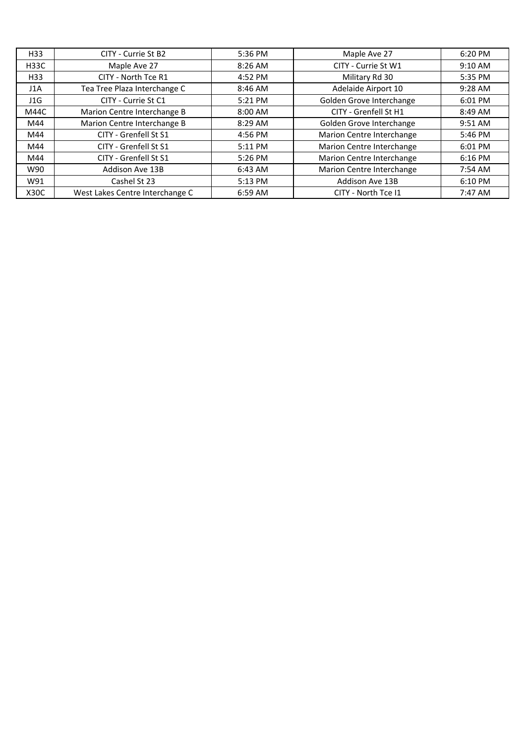| | | | | |
|---|---|---|---|---|
| H33 | CITY - Currie St B2 | 5:36 PM | Maple Ave 27 | 6:20 PM |
| H33C | Maple Ave 27 | 8:26 AM | CITY - Currie St W1 | 9:10 AM |
| H33 | CITY - North Tce R1 | 4:52 PM | Military Rd 30 | 5:35 PM |
| J1A | Tea Tree Plaza Interchange C | 8:46 AM | Adelaide Airport 10 | 9:28 AM |
| J1G | CITY - Currie St C1 | 5:21 PM | Golden Grove Interchange | 6:01 PM |
| M44C | Marion Centre Interchange B | 8:00 AM | CITY - Grenfell St H1 | 8:49 AM |
| M44 | Marion Centre Interchange B | 8:29 AM | Golden Grove Interchange | 9:51 AM |
| M44 | CITY - Grenfell St S1 | 4:56 PM | Marion Centre Interchange | 5:46 PM |
| M44 | CITY - Grenfell St S1 | 5:11 PM | Marion Centre Interchange | 6:01 PM |
| M44 | CITY - Grenfell St S1 | 5:26 PM | Marion Centre Interchange | 6:16 PM |
| W90 | Addison Ave 13B | 6:43 AM | Marion Centre Interchange | 7:54 AM |
| W91 | Cashel St 23 | 5:13 PM | Addison Ave 13B | 6:10 PM |
| X30C | West Lakes Centre Interchange C | 6:59 AM | CITY - North Tce I1 | 7:47 AM |